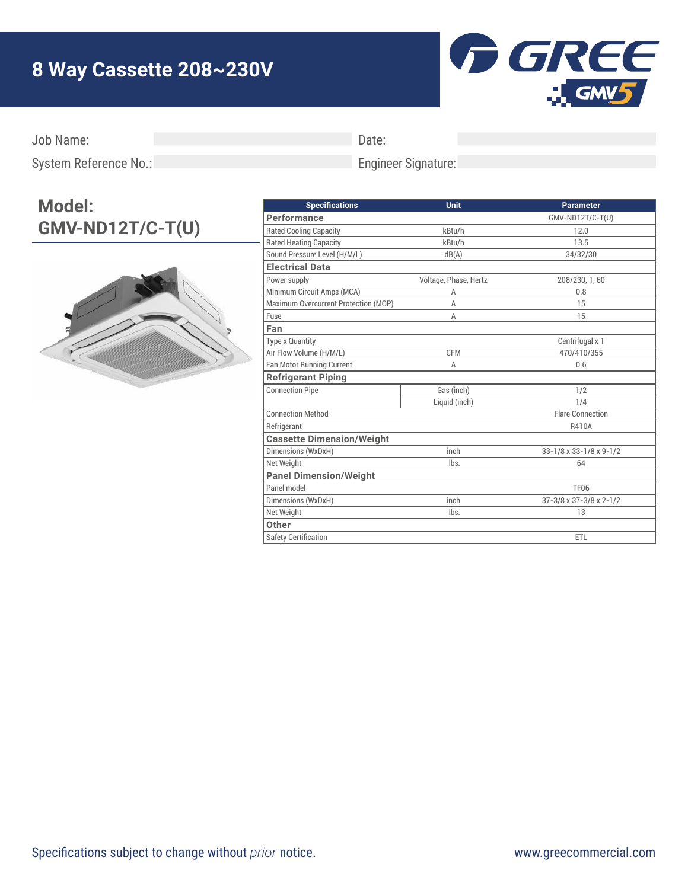# 8 Way Cassette 208~230V

GREE GMV5

| | | | |
|---|---|---|---|
| Job Name: | | Date: | |
| System Reference No.: | | Engineer Signature: | |

## Model: GMV-ND12T/C-T(U)

| Specifications | | Unit | Parameter |
|---|---|---|---|
| **Performance** | | | GMV-ND12T/C-T(U) |
| Rated Cooling Capacity | | kBtu/h | 12.0 |
| Rated Heating Capacity | | kBtu/h | 13.5 |
| Sound Pressure Level (H/M/L) | | dB(A) | 34/32/30 |
| **Electrical Data** | | | |
| Power supply | | Voltage, Phase, Hertz | 208/230, 1, 60 |
| Minimum Circuit Amps (MCA) | | A | 0.8 |
| Maximum Overcurrent Protection (MOP) | | A | 15 |
| Fuse | | A | 15 |
| **Fan** | | | |
| Type x Quantity | | | Centrifugal x 1 |
| Air Flow Volume (H/M/L) | | CFM | 470/410/355 |
| Fan Motor Running Current | | A | 0.6 |
| **Refrigerant Piping** | | | |
| Connection Pipe | | Gas (inch) | 1/2 |
| | | Liquid (inch) | 1/4 |
| Connection Method | | | Flare Connection |
| Refrigerant | | | R410A |
| **Cassette Dimension/Weight** | | | |
| Dimensions (WxDxH) | | inch | 33-1/8 x 33-1/8 x 9-1/2 |
| Net Weight | | lbs. | 64 |
| **Panel Dimension/Weight** | | | |
| Panel model | | | TF06 |
| Dimensions (WxDxH) | | inch | 37-3/8 x 37-3/8 x 2-1/2 |
| Net Weight | | lbs. | 13 |
| **Other** | | | |
| Safety Certification | | | ETL |

Specifications subject to change without *prior* notice.

www.greecommercial.com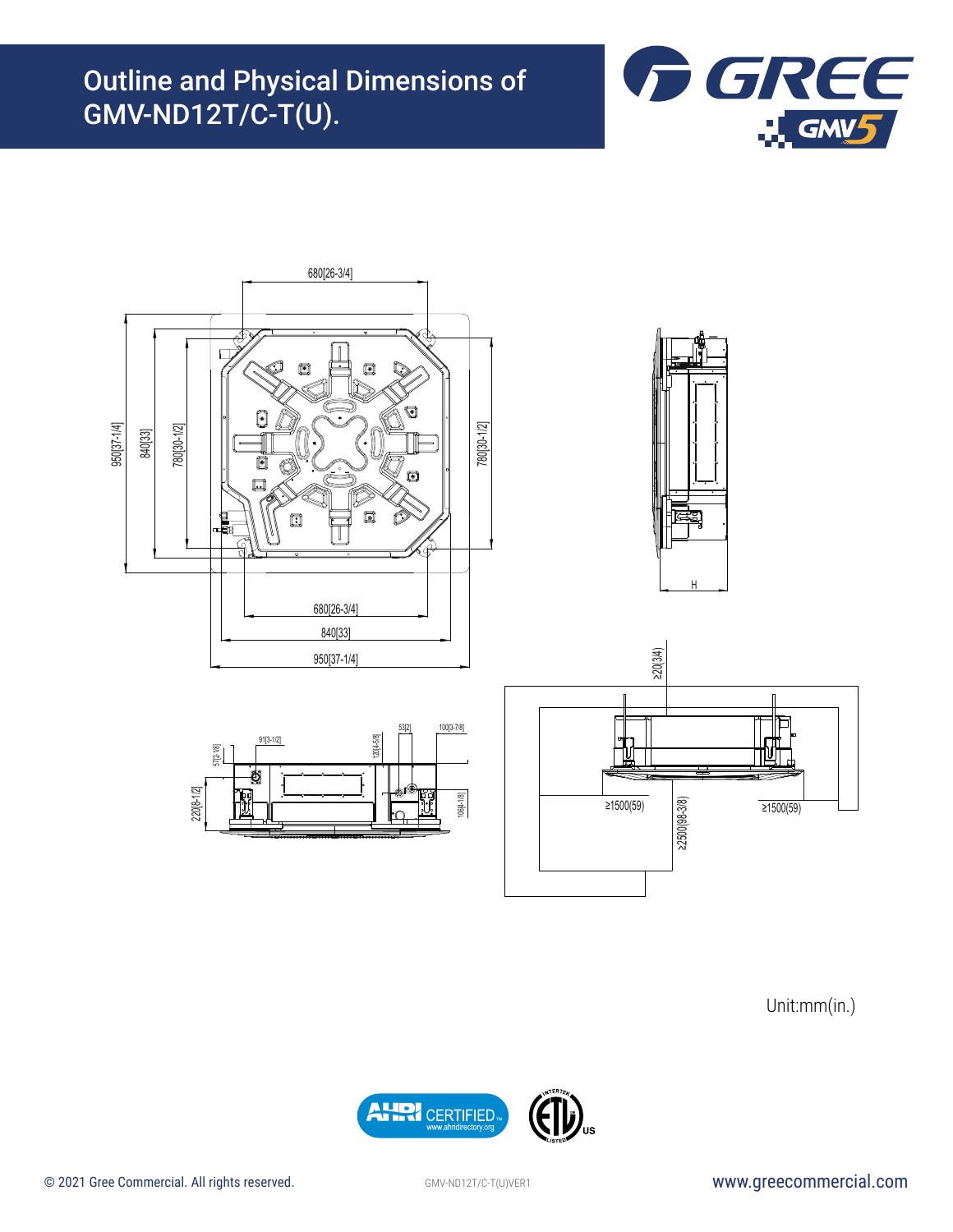# Outline and Physical Dimensions of GMV-ND12T/C-T(U).

680[26-3/4]

950[37-1/4]

840[33]

780[30-1/2]

780[30-1/2]

680[26-3/4]

840[33]

950[37-1/4]

H

≥20(3/4)

57[2-1/8]

91[3-1/2]

120[4-5/8]

53[2]

100[3-7/8]

220[8-1/2]

106[4-1/8]

≥1500(59)

≥2500(98-3/8)

≥1500(59)

Unit:mm(in.)

© 2021 Gree Commercial. All rights reserved.

GMV-ND12T/C-T(U)VER1

www.greecommercial.com